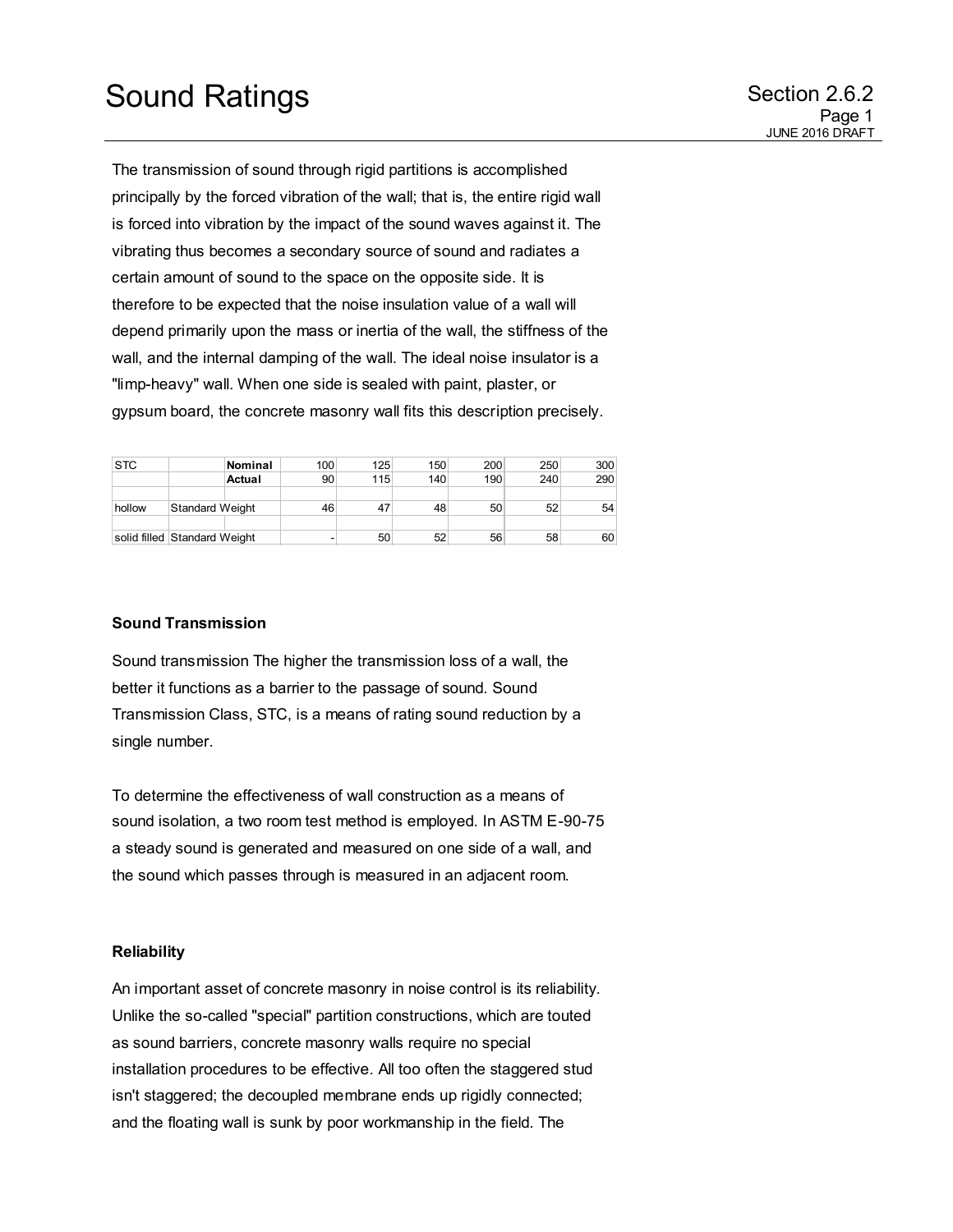# Sound Ratings

Section 2.6.2

The transmission of sound through rigid partitions is accomplished principally by the forced vibration of the wall; that is, the entire rigid wall is forced into vibration by the impact of the sound waves against it. The vibrating thus becomes a secondary source of sound and radiates a certain amount of sound to the space on the opposite side. It is therefore to be expected that the noise insulation value of a wall will depend primarily upon the mass or inertia of the wall, the stiffness of the wall, and the internal damping of the wall. The ideal noise insulator is a "limp-heavy" wall. When one side is sealed with paint, plaster, or gypsum board, the concrete masonry wall fits this description precisely.

| STC | | **Nominal** | 100 | 125 | 150 | 200 | 250 | 300 |
|---|---|---|---|---|---|---|---|---|
| | | **Actual** | 90 | 115 | 140 | 190 | 240 | 290 |
| | | | | | | | | |
| hollow | Standard Weight | | 46 | 47 | 48 | 50 | 52 | 54 |
| | | | | | | | | |
| solid filled | Standard Weight | | - | 50 | 52 | 56 | 58 | 60 |

### Sound Transmission

Sound transmission The higher the transmission loss of a wall, the better it functions as a barrier to the passage of sound. Sound Transmission Class, STC, is a means of rating sound reduction by a single number.

To determine the effectiveness of wall construction as a means of sound isolation, a two room test method is employed. In ASTM E-90-75 a steady sound is generated and measured on one side of a wall, and the sound which passes through is measured in an adjacent room.

### Reliability

An important asset of concrete masonry in noise control is its reliability. Unlike the so-called "special" partition constructions, which are touted as sound barriers, concrete masonry walls require no special installation procedures to be effective. All too often the staggered stud isn't staggered; the decoupled membrane ends up rigidly connected; and the floating wall is sunk by poor workmanship in the field. The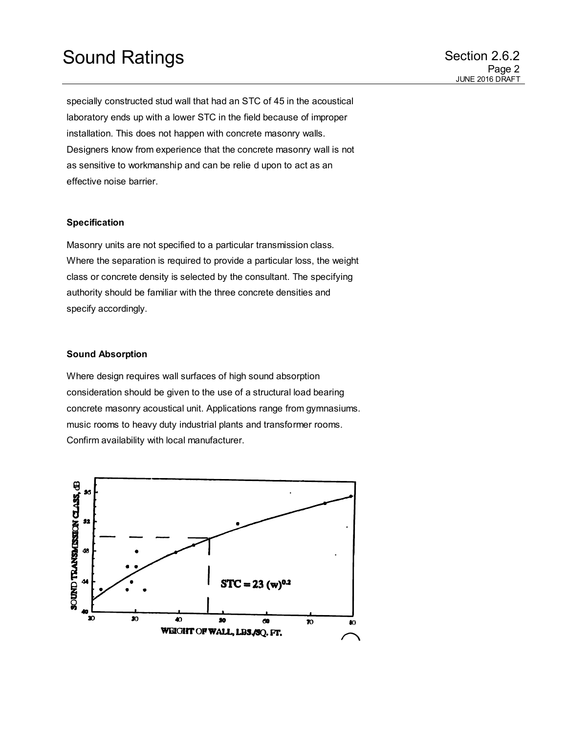specially constructed stud wall that had an STC of 45 in the acoustical laboratory ends up with a lower STC in the field because of improper installation. This does not happen with concrete masonry walls. Designers know from experience that the concrete masonry wall is not as sensitive to workmanship and can be relie d upon to act as an effective noise barrier.

### Specification

Masonry units are not specified to a particular transmission class. Where the separation is required to provide a particular loss, the weight class or concrete density is selected by the consultant. The specifying authority should be familiar with the three concrete densities and specify accordingly.

### Sound Absorption

Where design requires wall surfaces of high sound absorption consideration should be given to the use of a structural load bearing concrete masonry acoustical unit. Applications range from gymnasiums. music rooms to heavy duty industrial plants and transformer rooms. Confirm availability with local manufacturer.

SOUND TRANSMISSION CLASS, dB

56
52
48
44
40

$STC = 23 (w)^{0.2}$

20 30 40 50 60 70 80

WEIGHT OF WALL, LBS./SQ. FT.